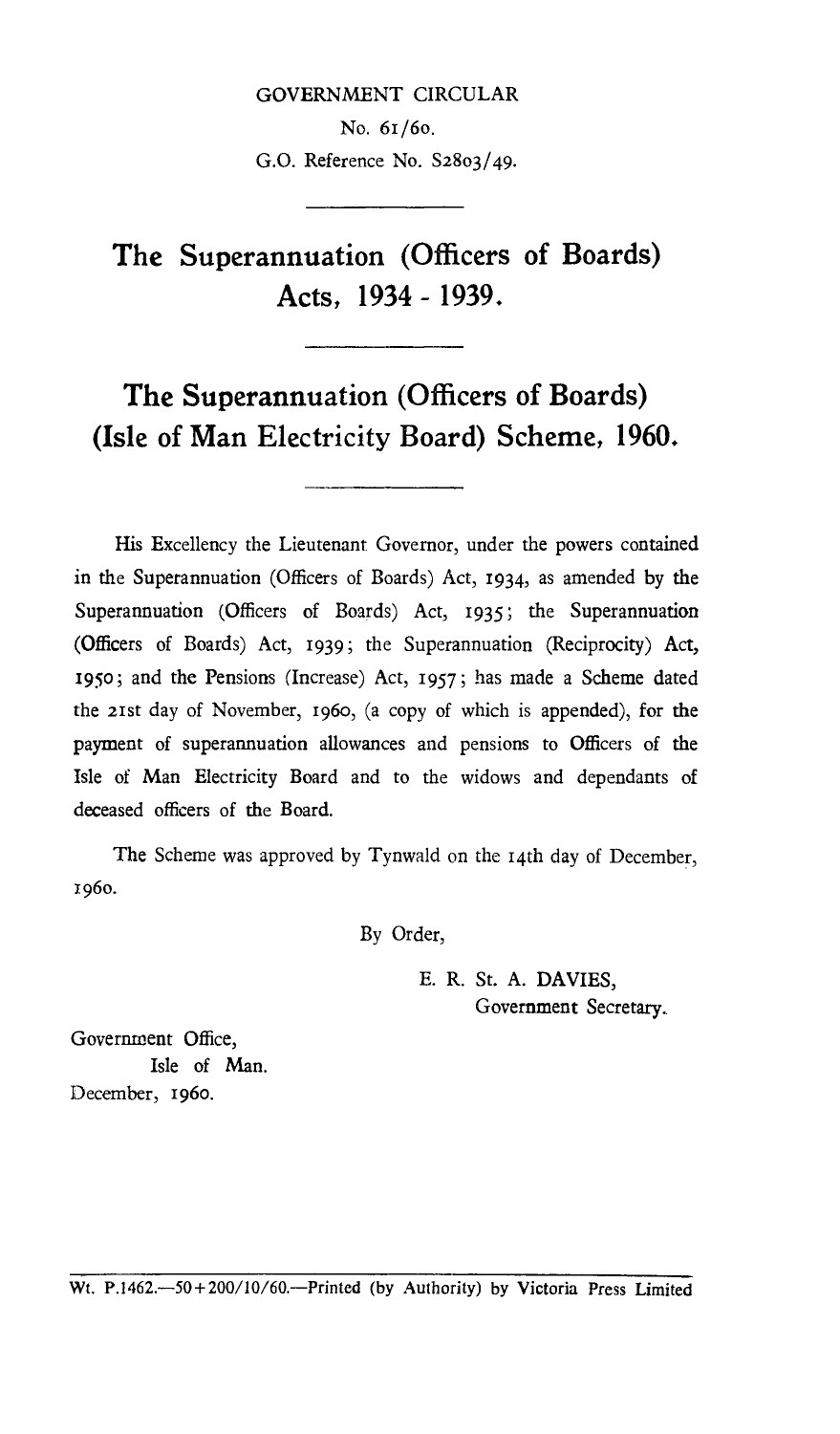GOVERNMENT CIRCULAR

No. 61/60.

G.O. Reference No. S2803/49.

# The Superannuation (Officers of Boards) Acts, 1934 - 1939.

# The Superannuation (Officers of Boards) (Isle of Man Electricity Board) Scheme, 1960.

His Excellency the Lieutenant Governor, under the powers contained in the Superannuation (Officers of Boards) Act, 1934, as amended by the Superannuation (Officers of Boards) Act, 1935; the Superannuation (Officers of Boards) Act, 1939; the Superannuation (Reciprocity) Act, 1950; and the Pensions (Increase) Act, 1957; has made a Scheme dated the 21st day of November, 1960, (a copy of which is appended), for the payment of superannuation allowances and pensions to Officers of the Isle of Man Electricity Board and to the widows and dependants of deceased officers of the Board.

The Scheme was approved by Tynwald on the 14th day of December, 1960.

By Order,

E. R. St. A. DAVIES,
Government Secretary.

Government Office,
Isle of Man.
December, 1960.

Wt. P.1462.—50+200/10/60.—Printed (by Authority) by Victoria Press Limited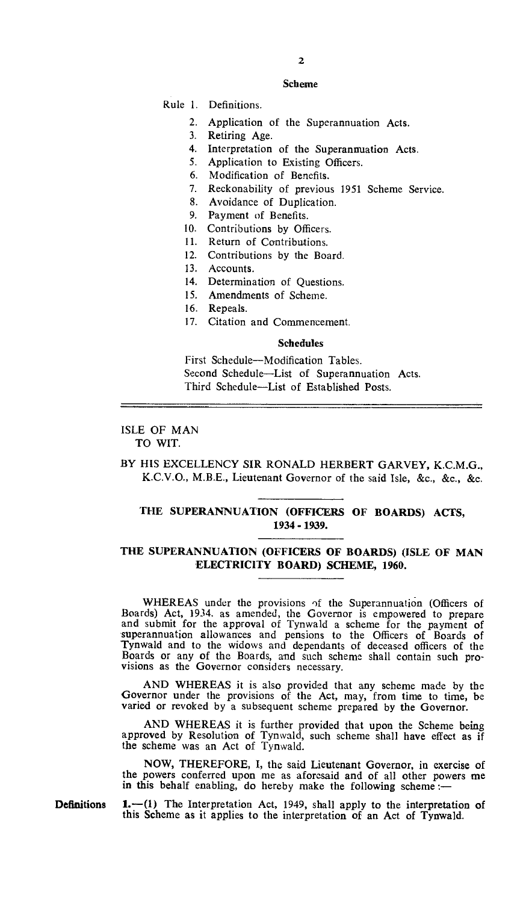**Scheme**

Rule 1. Definitions.

2. Application of the Superannuation Acts.
3. Retiring Age.
4. Interpretation of the Superannuation Acts.
5. Application to Existing Officers.
6. Modification of Benefits.
7. Reckonability of previous 1951 Scheme Service.
8. Avoidance of Duplication.
9. Payment of Benefits.
10. Contributions by Officers.
11. Return of Contributions.
12. Contributions by the Board.
13. Accounts.
14. Determination of Questions.
15. Amendments of Scheme.
16. Repeals.
17. Citation and Commencement.

**Schedules**

First Schedule—Modification Tables.
Second Schedule—List of Superannuation Acts.
Third Schedule—List of Established Posts.

---

ISLE OF MAN
TO WIT.

BY HIS EXCELLENCY SIR RONALD HERBERT GARVEY, K.C.M.G., K.C.V.O., M.B.E., Lieutenant Governor of the said Isle, &c., &c., &c.

## THE SUPERANNUATION (OFFICERS OF BOARDS) ACTS, 1934 - 1939.

## THE SUPERANNUATION (OFFICERS OF BOARDS) (ISLE OF MAN ELECTRICITY BOARD) SCHEME, 1960.

WHEREAS under the provisions of the Superannuation (Officers of Boards) Act, 1934, as amended, the Governor is empowered to prepare and submit for the approval of Tynwald a scheme for the payment of superannuation allowances and pensions to the Officers of Boards of Tynwald and to the widows and dependants of deceased officers of the Boards or any of the Boards, and such scheme shall contain such provisions as the Governor considers necessary.

AND WHEREAS it is also provided that any scheme made by the Governor under the provisions of the Act, may, from time to time, be varied or revoked by a subsequent scheme prepared by the Governor.

AND WHEREAS it is further provided that upon the Scheme being approved by Resolution of Tynwald, such scheme shall have effect as if the scheme was an Act of Tynwald.

NOW, THEREFORE, I, the said Lieutenant Governor, in exercise of the powers conferred upon me as aforesaid and of all other powers me in this behalf enabling, do hereby make the following scheme :—

**Definitions**

**1.**—(1) The Interpretation Act, 1949, shall apply to the interpretation of this Scheme as it applies to the interpretation of an Act of Tynwald.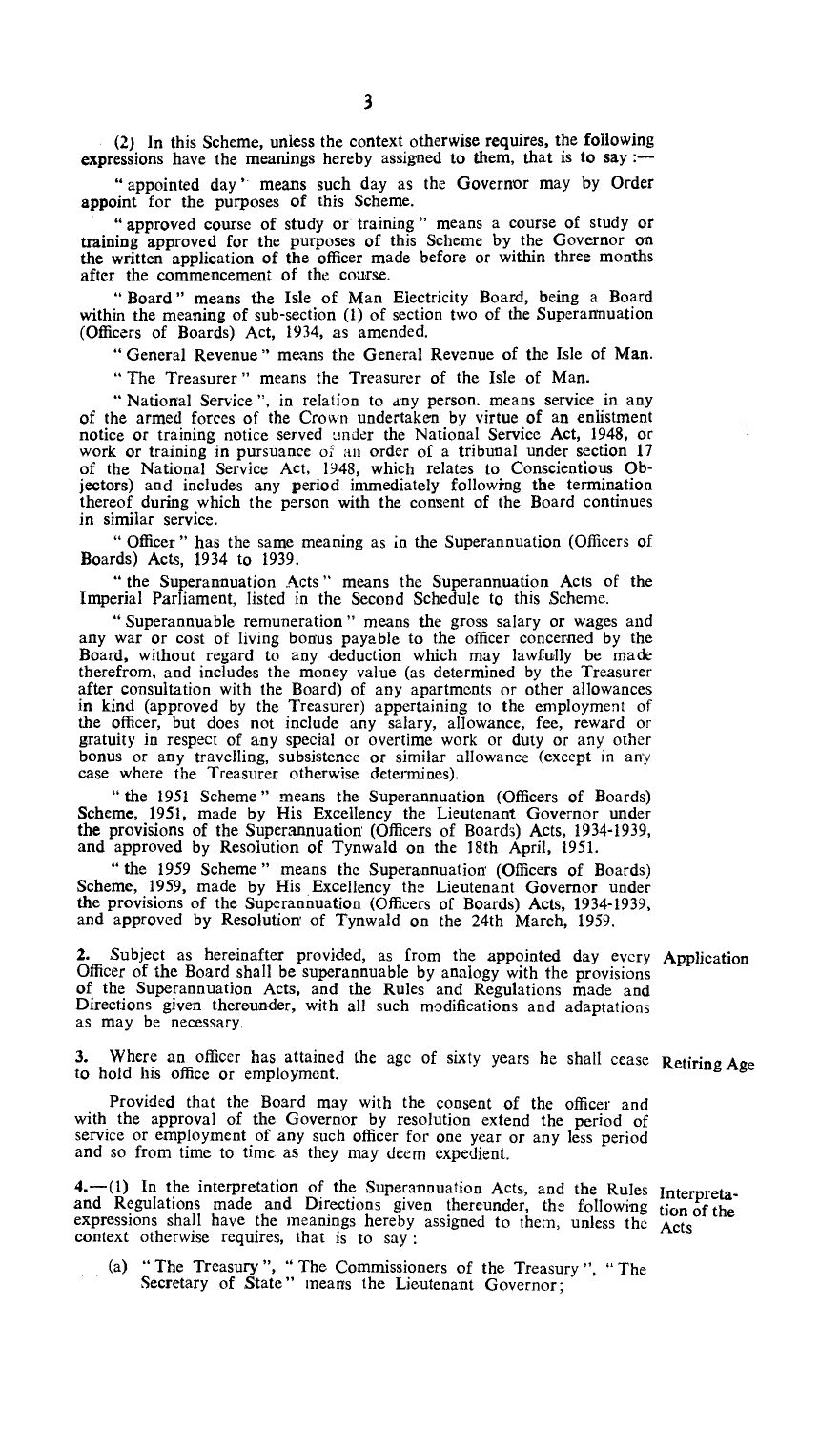(2) In this Scheme, unless the context otherwise requires, the following expressions have the meanings hereby assigned to them, that is to say :—

" appointed day " means such day as the Governor may by Order appoint for the purposes of this Scheme.

" approved course of study or training " means a course of study or training approved for the purposes of this Scheme by the Governor on the written application of the officer made before or within three months after the commencement of the course.

" Board " means the Isle of Man Electricity Board, being a Board within the meaning of sub-section (1) of section two of the Superannuation (Officers of Boards) Act, 1934, as amended.

" General Revenue " means the General Revenue of the Isle of Man.

" The Treasurer " means the Treasurer of the Isle of Man.

" National Service ", in relation to any person, means service in any of the armed forces of the Crown undertaken by virtue of an enlistment notice or training notice served under the National Service Act, 1948, or work or training in pursuance of an order of a tribunal under section 17 of the National Service Act, 1948, which relates to Conscientious Objectors) and includes any period immediately following the termination thereof during which the person with the consent of the Board continues in similar service.

" Officer " has the same meaning as in the Superannuation (Officers of Boards) Acts, 1934 to 1939.

" the Superannuation Acts " means the Superannuation Acts of the Imperial Parliament, listed in the Second Schedule to this Scheme.

" Superannuable remuneration " means the gross salary or wages and any war or cost of living bonus payable to the officer concerned by the Board, without regard to any deduction which may lawfully be made therefrom, and includes the money value (as determined by the Treasurer after consultation with the Board) of any apartments or other allowances in kind (approved by the Treasurer) appertaining to the employment of the officer, but does not include any salary, allowance, fee, reward or gratuity in respect of any special or overtime work or duty or any other bonus or any travelling, subsistence or similar allowance (except in any case where the Treasurer otherwise determines).

" the 1951 Scheme " means the Superannuation (Officers of Boards) Scheme, 1951, made by His Excellency the Lieutenant Governor under the provisions of the Superannuation (Officers of Boards) Acts, 1934-1939, and approved by Resolution of Tynwald on the 18th April, 1951.

" the 1959 Scheme " means the Superannuation (Officers of Boards) Scheme, 1959, made by His Excellency the Lieutenant Governor under the provisions of the Superannuation (Officers of Boards) Acts, 1934-1939, and approved by Resolution of Tynwald on the 24th March, 1959.

**Application**

**2.** Subject as hereinafter provided, as from the appointed day every Officer of the Board shall be superannuable by analogy with the provisions of the Superannuation Acts, and the Rules and Regulations made and Directions given thereunder, with all such modifications and adaptations as may be necessary.

**Retiring Age**

**3.** Where an officer has attained the age of sixty years he shall cease to hold his office or employment.

Provided that the Board may with the consent of the officer and with the approval of the Governor by resolution extend the period of service or employment of any such officer for one year or any less period and so from time to time as they may deem expedient.

**Interpretation of the Acts**

**4.**—(1) In the interpretation of the Superannuation Acts, and the Rules and Regulations made and Directions given thereunder, the following expressions shall have the meanings hereby assigned to them, unless the context otherwise requires, that is to say :

(a) " The Treasury ", " The Commissioners of the Treasury ", " The Secretary of State " means the Lieutenant Governor;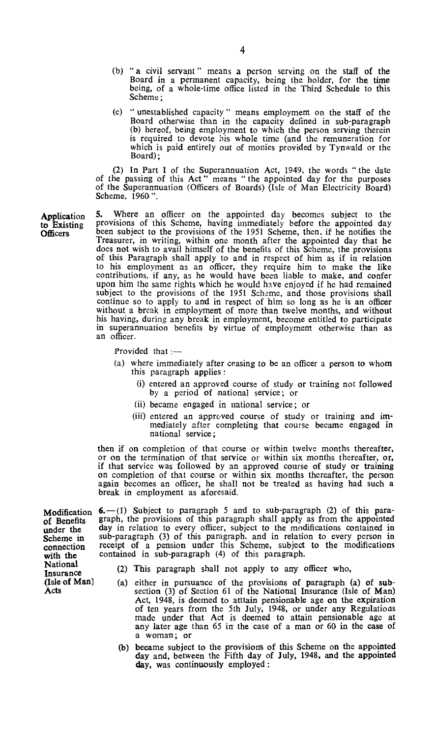(b) "a civil servant" means a person serving on the staff of the Board in a permanent capacity, being the holder, for the time being, of a whole-time office listed in the Third Schedule to this Scheme;

(c) "unestablished capacity" means employment on the staff of the Board otherwise than in the capacity defined in sub-paragraph (b) hereof, being employment to which the person serving therein is required to devote his whole time (and the remuneration for which is paid entirely out of monies provided by Tynwald or the Board);

(2) In Part I of the Superannuation Act, 1949, the words "the date of the passing of this Act" means "the appointed day for the purposes of the Superannuation (Officers of Boards) (Isle of Man Electricity Board) Scheme, 1960".

**Application to Existing Officers**

5. Where an officer on the appointed day becomes subject to the provisions of this Scheme, having immediately before the appointed day been subject to the provisions of the 1951 Scheme, then, if he notifies the Treasurer, in writing, within one month after the appointed day that he does not wish to avail himself of the benefits of this Scheme, the provisions of this Paragraph shall apply to and in respect of him as if in relation to his employment as an officer, they require him to make the like contributions, if any, as he would have been liable to make, and confer upon him the same rights which he would have enjoyed if he had remained subject to the provisions of the 1951 Scheme, and those provisions shall continue so to apply to and in respect of him so long as he is an officer without a break in employment of more than twelve months, and without his having, during any break in employment, become entitled to participate in superannuation benefits by virtue of employment otherwise than as an officer.

Provided that:—

(a) where immediately after ceasing to be an officer a person to whom this paragraph applies:

(i) entered an approved course of study or training not followed by a period of national service; or

(ii) became engaged in national service; or

(iii) entered an approved course of study or training and immediately after completing that course became engaged in national service;

then if on completion of that course or within twelve months thereafter, or on the termination of that service or within six months thereafter, or, if that service was followed by an approved course of study or training on completion of that course or within six months thereafter, the person again becomes an officer, he shall not be treated as having had such a break in employment as aforesaid.

**Modification of Benefits under the Scheme in connection with the National Insurance (Isle of Man) Acts**

6.—(1) Subject to paragraph 5 and to sub-paragraph (2) of this paragraph, the provisions of this paragraph shall apply as from the appointed day in relation to every officer, subject to the modifications contained in sub-paragraph (3) of this paragraph. and in relation to every person in receipt of a pension under this Scheme, subject to the modifications contained in sub-paragraph (4) of this paragraph.

(2) This paragraph shall not apply to any officer who,

(a) either in pursuance of the provisions of paragraph (a) of sub-section (3) of Section 61 of the National Insurance (Isle of Man) Act, 1948, is deemed to atttain pensionable age on the expiration of ten years from the 5th July, 1948, or under any Regulations made under that Act is deemed to attain pensionable age at any later age than 65 in the case of a man or 60 in the case of a woman; or

(b) became subject to the provisions of this Scheme on the appointed day and, between the Fifth day of July, 1948, and the appointed day, was continuously employed: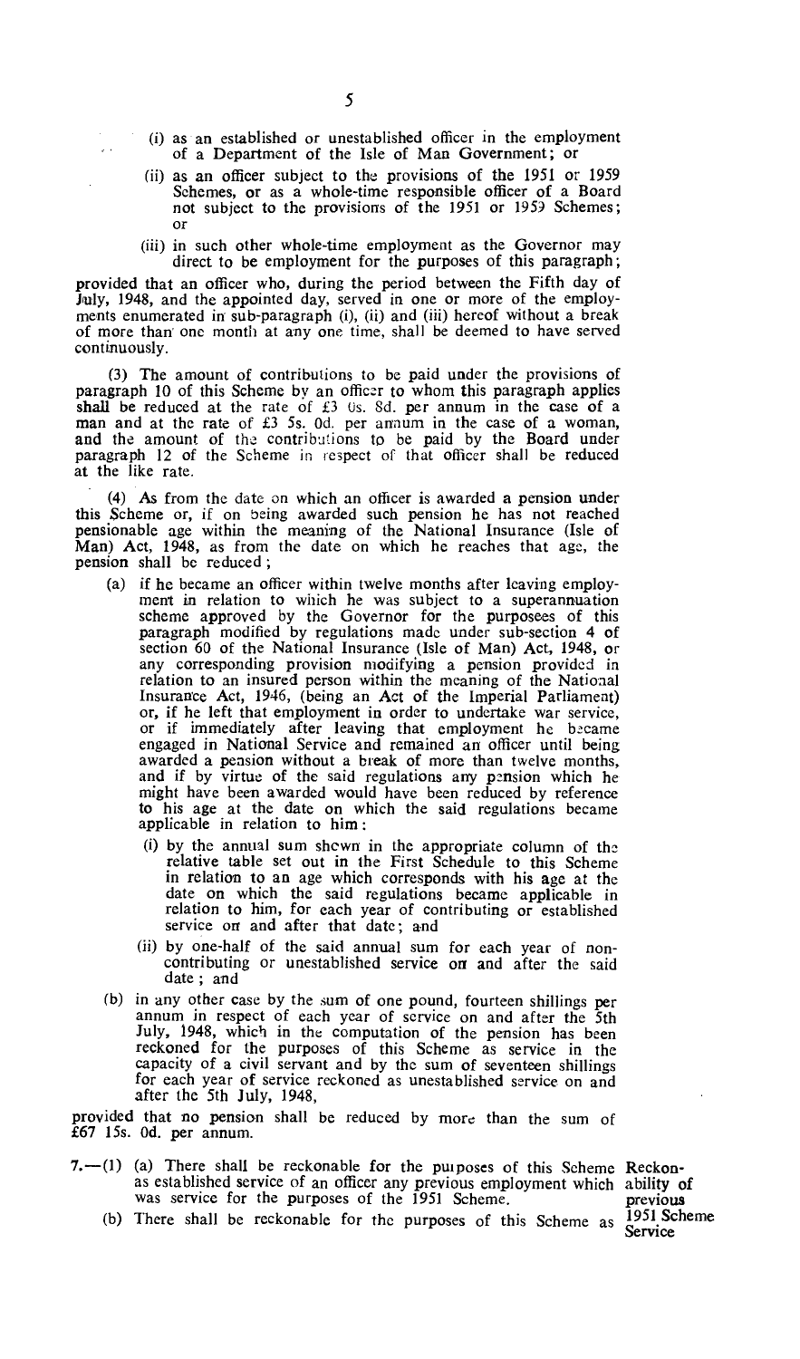(i) as an established or unestablished officer in the employment of a Department of the Isle of Man Government; or

(ii) as an officer subject to the provisions of the 1951 or 1959 Schemes, or as a whole-time responsible officer of a Board not subject to the provisions of the 1951 or 1959 Schemes; or

(iii) in such other whole-time employment as the Governor may direct to be employment for the purposes of this paragraph;

provided that an officer who, during the period between the Fifth day of July, 1948, and the appointed day, served in one or more of the employments enumerated in sub-paragraph (i), (ii) and (iii) hereof without a break of more than one month at any one time, shall be deemed to have served continuously.

(3) The amount of contributions to be paid under the provisions of paragraph 10 of this Scheme by an officer to whom this paragraph applies shall be reduced at the rate of £3 0s. 8d. per annum in the case of a man and at the rate of £3 5s. 0d. per annum in the case of a woman, and the amount of the contributions to be paid by the Board under paragraph 12 of the Scheme in respect of that officer shall be reduced at the like rate.

(4) As from the date on which an officer is awarded a pension under this Scheme or, if on being awarded such pension he has not reached pensionable age within the meaning of the National Insurance (Isle of Man) Act, 1948, as from the date on which he reaches that age, the pension shall be reduced;

(a) if he became an officer within twelve months after leaving employment in relation to which he was subject to a superannuation scheme approved by the Governor for the purposees of this paragraph modified by regulations made under sub-section 4 of section 60 of the National Insurance (Isle of Man) Act, 1948, or any corresponding provision modifying a pension provided in relation to an insured person within the meaning of the National Insurance Act, 1946, (being an Act of the Imperial Parliament) or, if he left that employment in order to undertake war service, or if immediately after leaving that employment he became engaged in National Service and remained an officer until being awarded a pension without a break of more than twelve months, and if by virtue of the said regulations any pension which he might have been awarded would have been reduced by reference to his age at the date on which the said regulations became applicable in relation to him:

(i) by the annual sum shewn in the appropriate column of the relative table set out in the First Schedule to this Scheme in relation to an age which corresponds with his age at the date on which the said regulations became applicable in relation to him, for each year of contributing or established service on and after that date; and

(ii) by one-half of the said annual sum for each year of non-contributing or unestablished service on and after the said date; and

(b) in any other case by the sum of one pound, fourteen shillings per annum in respect of each year of service on and after the 5th July, 1948, which in the computation of the pension has been reckoned for the purposes of this Scheme as service in the capacity of a civil servant and by the sum of seventeen shillings for each year of service reckoned as unestablished service on and after the 5th July, 1948,

provided that no pension shall be reduced by more than the sum of £67 15s. 0d. per annum.

**Reckonability of previous 1951 Scheme Service**

7.—(1) (a) There shall be reckonable for the purposes of this Scheme as established service of an officer any previous employment which was service for the purposes of the 1951 Scheme.

(b) There shall be reckonable for the purposes of this Scheme as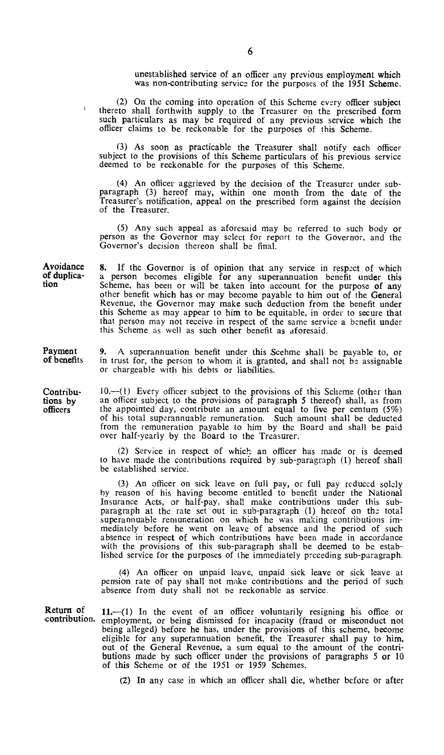unestablished service of an officer any previous employment which was non-contributing service for the purposes of the 1951 Scheme.

(2) On the coming into operation of this Scheme every officer subject thereto shall forthwith supply to the Treasurer on the prescribed form such particulars as may be required of any previous service which the officer claims to be reckonable for the purposes of this Scheme.

(3) As soon as practicable the Treasurer shall notify each officer subject to the provisions of this Scheme particulars of his previous service deemed to be reckonable for the purposes of this Scheme.

(4) An officer aggrieved by the decision of the Treasurer under sub-paragraph (3) hereof may, within one month from the date of the Treasurer's notification, appeal on the prescribed form against the decision of the Treasurer.

(5) Any such appeal as aforesaid may be referred to such body or person as the Governor may select for report to the Governor, and the Governor's decision thereon shall be final.

**Avoidance of duplication**

**8.** If the Governor is of opinion that any service in respect of which a person becomes eligible for any superannuation benefit under this Scheme, has been or will be taken into account for the purpose of any other benefit which has or may become payable to him out of the General Revenue, the Governor may make such deduction from the benefit under this Scheme as may appear to him to be equitable, in order to secure that that person may not receive in respect of the same service a benefit under this Scheme as well as such other benefit as aforesaid.

**Payment of benefits**

**9.** A superannuation benefit under this Scehme shall be payable to, or in trust for, the person to whom it is granted, and shall not be assignable or chargeable with his debts or liabilities.

**Contributions by officers**

**10.**—(1) Every officer subject to the provisions of this Scheme (other than an officer subject to the provisions of paragraph 5 thereof) shall, as from the appointed day, contribute an amount equal to five per centum (5%) of his total superannuable remuneration. Such amount shall be deducted from the remuneration payable to him by the Board and shall be paid over half-yearly by the Board to the Treasurer.

(2) Service in respect of which an officer has made or is deemed to have made the contributions required by sub-paragraph (1) hereof shall be established service.

(3) An officer on sick leave on full pay, or full pay reduced solely by reason of his having become entitled to benefit under the National Insurance Acts, or half-pay, shall make contributions under this sub-paragraph at the rate set out in sub-paragraph (1) hereof on the total superannuable remuneration on which he was making contributions immediately before he went on leave of absence and the period of such absence in respect of which contributions have been made in accordance with the provisions of this sub-paragraph shall be deemed to be established service for the purposes of the immediately preceding sub-paragraph.

(4) An officer on unpaid leave, unpaid sick leave or sick leave at pension rate of pay shall not make contributions and the period of such absence from duty shall not be reckonable as service.

**Return of contribution.**

**11.**—(1) In the event of an officer voluntarily resigning his office or employment, or being dismissed for incapacity (fraud or misconduct not being alleged) before he has, under the provisions of this scheme, become eligible for any superannuation benefit, the Treasurer shall pay to him, out of the General Revenue, a sum equal to the amount of the contributions made by such officer under the provisions of paragraphs 5 or 10 of this Scheme or of the 1951 or 1959 Schemes.

(2) In any case in which an officer shall die, whether before or after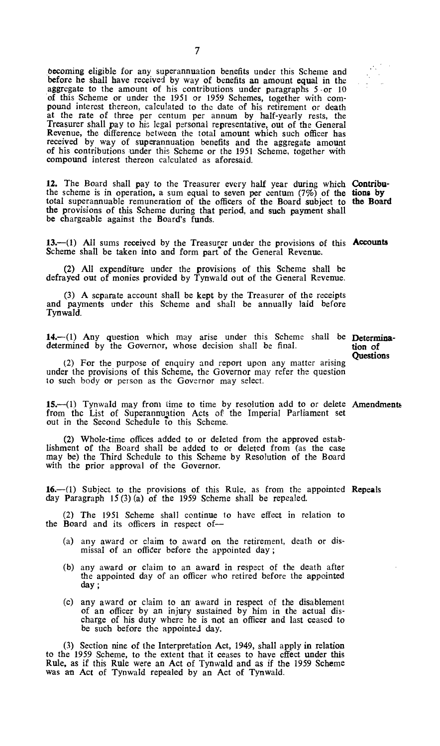becoming eligible for any superannuation benefits under this Scheme and before he shall have received by way of benefits an amount equal in the aggregate to the amount of his contributions under paragraphs 5 or 10 of this Scheme or under the 1951 or 1959 Schemes, together with compound interest thereon, calculated to the date of his retirement or death at the rate of three per centum per annum by half-yearly rests, the Treasurer shall pay to his legal personal representative, out of the General Revenue, the difference between the total amount which such officer has received by way of superannuation benefits and the aggregate amount of his contributions under this Scheme or the 1951 Scheme, together with compound interest thereon calculated as aforesaid.

**12.** The Board shall pay to the Treasurer every half year during which the scheme is in operation, a sum equal to seven per centum (7%) of the total superannuable remuneration of the officers of the Board subject to the provisions of this Scheme during that period, and such payment shall be chargeable against the Board's funds. **Contributions by the Board**

**13.**—(1) All sums received by the Treasurer under the provisions of this Scheme shall be taken into and form part of the General Revenue. **Accounts**

(2) All expenditure under the provisions of this Scheme shall be defrayed out of monies provided by Tynwald out of the General Revenue.

(3) A separate account shall be kept by the Treasurer of the receipts and payments under this Scheme and shall be annually laid before Tynwald.

**14.**—(1) Any question which may arise under this Scheme shall be determined by the Governor, whose decision shall be final. **Determination of Questions**

(2) For the purpose of enquiry and report upon any matter arising under the provisions of this Scheme, the Governor may refer the question to such body or person as the Governor may select.

**15.**—(1) Tynwald may from time to time by resolution add to or delete from the List of Superannuation Acts of the Imperial Parliament set out in the Second Schedule to this Scheme. **Amendments**

(2) Whole-time offices added to or deleted from the approved establishment of the Board shall be added to or deleted from (as the case may be) the Third Schedule to this Scheme by Resolution of the Board with the prior approval of the Governor.

**16.**—(1) Subject to the provisions of this Rule, as from the appointed day Paragraph 15 (3) (a) of the 1959 Scheme shall be repealed. **Repeals**

(2) The 1951 Scheme shall continue to have effect in relation to the Board and its officers in respect of—

(a) any award or claim to award on the retirement, death or dismissal of an officer before the appointed day;

(b) any award or claim to an award in respect of the death after the appointed day of an officer who retired before the appointed day;

(c) any award or claim to an award in respect of the disablement of an officer by an injury sustained by him in the actual discharge of his duty where he is not an officer and last ceased to be such before the appointed day.

(3) Section nine of the Interpretation Act, 1949, shall apply in relation to the 1959 Scheme, to the extent that it ceases to have effect under this Rule, as if this Rule were an Act of Tynwald and as if the 1959 Scheme was an Act of Tynwald repealed by an Act of Tynwald.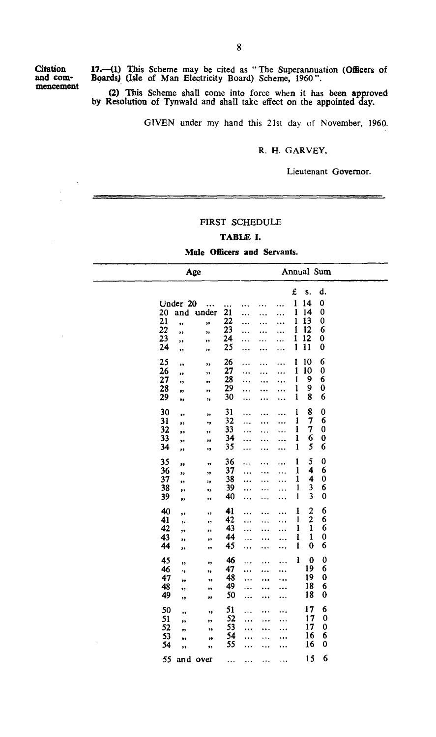**Citation and commencement**

17.—(1) This Scheme may be cited as "The Superannuation (Officers of Boards) (Isle of Man Electricity Board) Scheme, 1960".

(2) This Scheme shall come into force when it has been approved by Resolution of Tynwald and shall take effect on the appointed day.

GIVEN under my hand this 21st day of November, 1960.

R. H. GARVEY,

Lieutenant Governor.

---

## FIRST SCHEDULE

### TABLE I.

**Male Officers and Servants.**

| Age | Annual Sum £ | s. | d. |
|---|---|---|---|
| Under 20 | 1 | 14 | 0 |
| 20 and under 21 | 1 | 14 | 0 |
| 21 " " 22 | 1 | 13 | 0 |
| 22 " " 23 | 1 | 12 | 6 |
| 23 " " 24 | 1 | 12 | 0 |
| 24 " " 25 | 1 | 11 | 0 |
| 25 " " 26 | 1 | 10 | 6 |
| 26 " " 27 | 1 | 10 | 0 |
| 27 " " 28 | 1 | 9 | 6 |
| 28 " " 29 | 1 | 9 | 0 |
| 29 " " 30 | 1 | 8 | 6 |
| 30 " " 31 | 1 | 8 | 0 |
| 31 " " 32 | 1 | 7 | 6 |
| 32 " " 33 | 1 | 7 | 0 |
| 33 " " 34 | 1 | 6 | 0 |
| 34 " " 35 | 1 | 5 | 6 |
| 35 " " 36 | 1 | 5 | 0 |
| 36 " " 37 | 1 | 4 | 6 |
| 37 " " 38 | 1 | 4 | 0 |
| 38 " " 39 | 1 | 3 | 6 |
| 39 " " 40 | 1 | 3 | 0 |
| 40 " " 41 | 1 | 2 | 6 |
| 41 " " 42 | 1 | 2 | 6 |
| 42 " " 43 | 1 | 1 | 6 |
| 43 " " 44 | 1 | 1 | 0 |
| 44 " " 45 | 1 | 0 | 6 |
| 45 " " 46 | 1 | 0 | 0 |
| 46 " " 47 | | 19 | 6 |
| 47 " " 48 | | 19 | 0 |
| 48 " " 49 | | 18 | 6 |
| 49 " " 50 | | 18 | 0 |
| 50 " " 51 | | 17 | 6 |
| 51 " " 52 | | 17 | 0 |
| 52 " " 53 | | 17 | 0 |
| 53 " " 54 | | 16 | 6 |
| 54 " " 55 | | 16 | 0 |
| 55 and over | | 15 | 6 |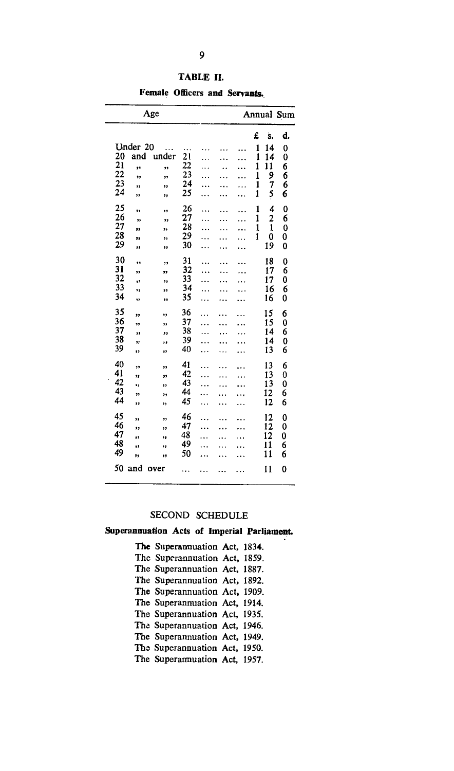## TABLE II.

**Female Officers and Servants.**

| Age | £ | s. | d. |
|---|---|---|---|
| Under 20 | 1 | 14 | 0 |
| 20 and under 21 | 1 | 14 | 0 |
| 21 " " 22 | 1 | 11 | 6 |
| 22 " " 23 | 1 | 9 | 6 |
| 23 " " 24 | 1 | 7 | 6 |
| 24 " " 25 | 1 | 5 | 6 |
| 25 " " 26 | 1 | 4 | 0 |
| 26 " " 27 | 1 | 2 | 6 |
| 27 " " 28 | 1 | 1 | 0 |
| 28 " " 29 | 1 | 0 | 0 |
| 29 " " 30 | | 19 | 0 |
| 30 " " 31 | | 18 | 0 |
| 31 " " 32 | | 17 | 6 |
| 32 " " 33 | | 17 | 0 |
| 33 " " 34 | | 16 | 6 |
| 34 " " 35 | | 16 | 0 |
| 35 " " 36 | | 15 | 6 |
| 36 " " 37 | | 15 | 0 |
| 37 " " 38 | | 14 | 6 |
| 38 " " 39 | | 14 | 0 |
| 39 " " 40 | | 13 | 6 |
| 40 " " 41 | | 13 | 6 |
| 41 " " 42 | | 13 | 0 |
| 42 " " 43 | | 13 | 0 |
| 43 " " 44 | | 12 | 6 |
| 44 " " 45 | | 12 | 6 |
| 45 " " 46 | | 12 | 0 |
| 46 " " 47 | | 12 | 0 |
| 47 " " 48 | | 12 | 0 |
| 48 " " 49 | | 11 | 6 |
| 49 " " 50 | | 11 | 6 |
| 50 and over | | 11 | 0 |

## SECOND SCHEDULE

**Superannuation Acts of Imperial Parliament.**

The Superannuation Act, 1834.
The Superannuation Act, 1859.
The Superannuation Act, 1887.
The Superannuation Act, 1892.
The Superannuation Act, 1909.
The Superannuation Act, 1914.
The Superannuation Act, 1935.
The Superannuation Act, 1946.
The Superannuation Act, 1949.
The Superannuation Act, 1950.
The Superannuation Act, 1957.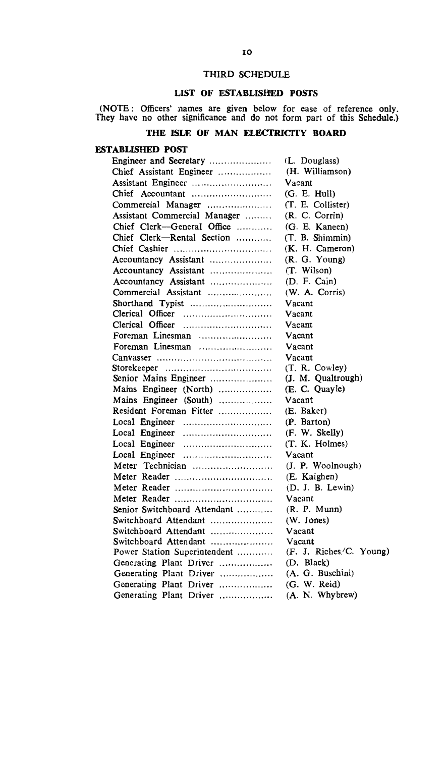## THIRD SCHEDULE

### LIST OF ESTABLISHED POSTS

(NOTE: Officers' names are given below for ease of reference only. They have no other significance and do not form part of this Schedule.)

### THE ISLE OF MAN ELECTRICITY BOARD

| ESTABLISHED POST | |
|---|---|
| Engineer and Secretary | (L. Douglass) |
| Chief Assistant Engineer | (H. Williamson) |
| Assistant Engineer | Vacant |
| Chief Accountant | (G. E. Hull) |
| Commercial Manager | (T. E. Collister) |
| Assistant Commercial Manager | (R. C. Corrin) |
| Chief Clerk—General Office | (G. E. Kaneen) |
| Chief Clerk—Rental Section | (T. B. Shimmin) |
| Chief Cashier | (K. H. Cameron) |
| Accountancy Assistant | (R. G. Young) |
| Accountancy Assistant | (T. Wilson) |
| Accountancy Assistant | (D. F. Cain) |
| Commercial Assistant | (W. A. Corris) |
| Shorthand Typist | Vacant |
| Clerical Officer | Vacant |
| Clerical Officer | Vacant |
| Foreman Linesman | Vacant |
| Foreman Linesman | Vacant |
| Canvasser | Vacant |
| Storekeeper | (T. R. Cowley) |
| Senior Mains Engineer | (J. M. Qualtrough) |
| Mains Engineer (North) | (E. C. Quayle) |
| Mains Engineer (South) | Vacant |
| Resident Foreman Fitter | (E. Baker) |
| Local Engineer | (P. Barton) |
| Local Engineer | (F. W. Skelly) |
| Local Engineer | (T. K. Holmes) |
| Local Engineer | Vacant |
| Meter Technician | (J. P. Woolnough) |
| Meter Reader | (E. Kaighen) |
| Meter Reader | (D. J. B. Lewin) |
| Meter Reader | Vacant |
| Senior Switchboard Attendant | (R. P. Munn) |
| Switchboard Attendant | (W. Jones) |
| Switchboard Attendant | Vacant |
| Switchboard Attendant | Vacant |
| Power Station Superintendent | (F. J. Riches/C. Young) |
| Generating Plant Driver | (D. Black) |
| Generating Plant Driver | (A. G. Buschini) |
| Generating Plant Driver | (G. W. Reid) |
| Generating Plant Driver | (A. N. Whybrew) |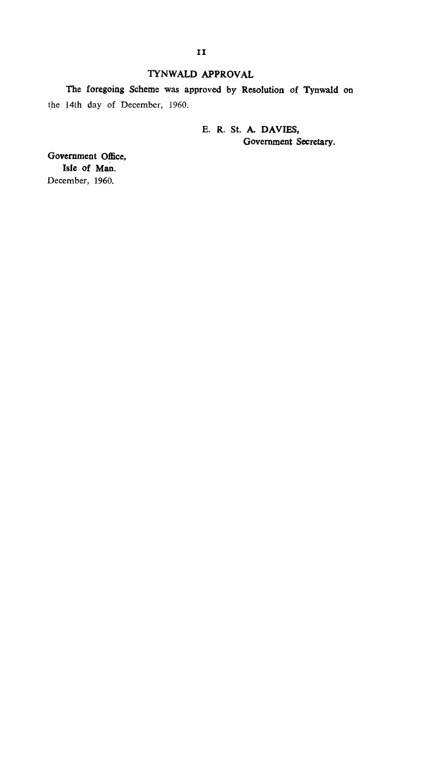## TYNWALD APPROVAL

The foregoing Scheme was approved by Resolution of Tynwald on the 14th day of December, 1960.

E. R. St. A. DAVIES,
Government Secretary.

Government Office,
Isle of Man.
December, 1960.